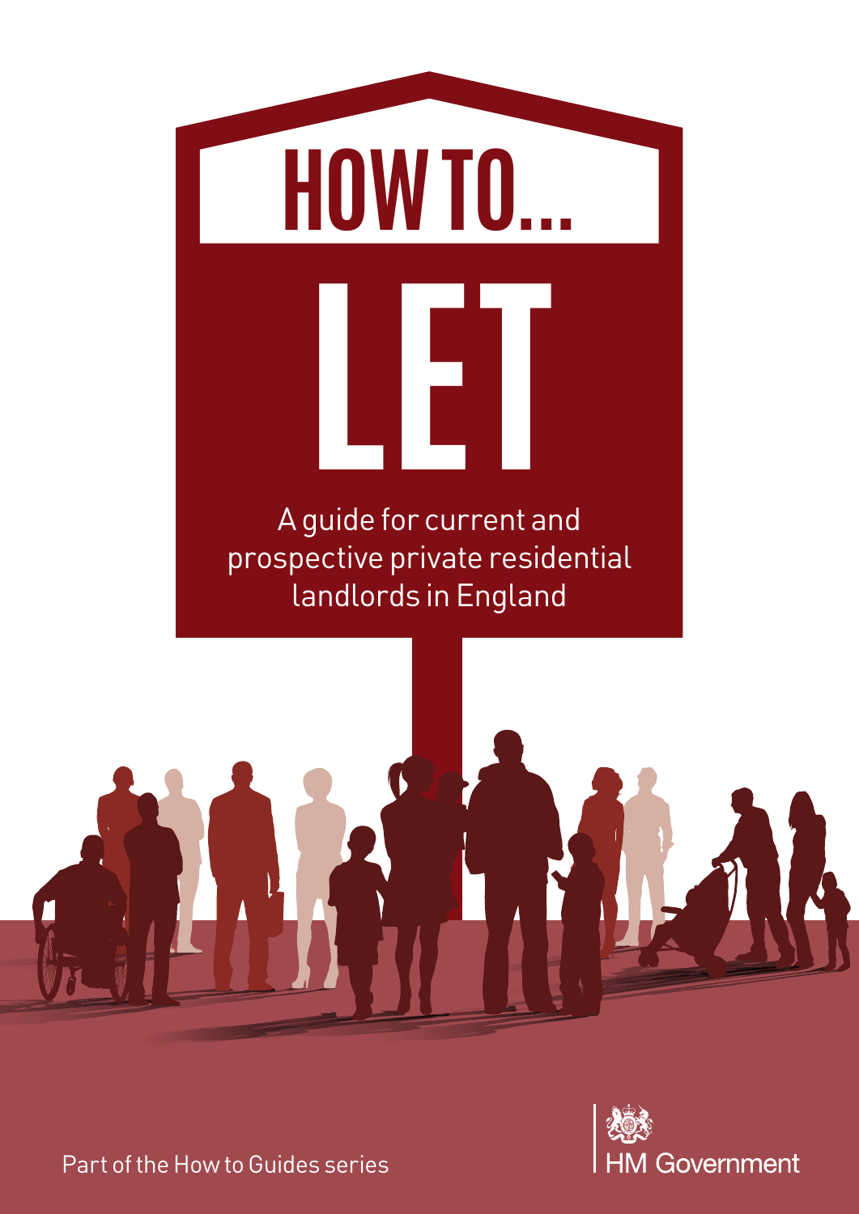# HOW TO...

# LET

A guide for current and prospective private residential landlords in England

Part of the How to Guides series

HM Government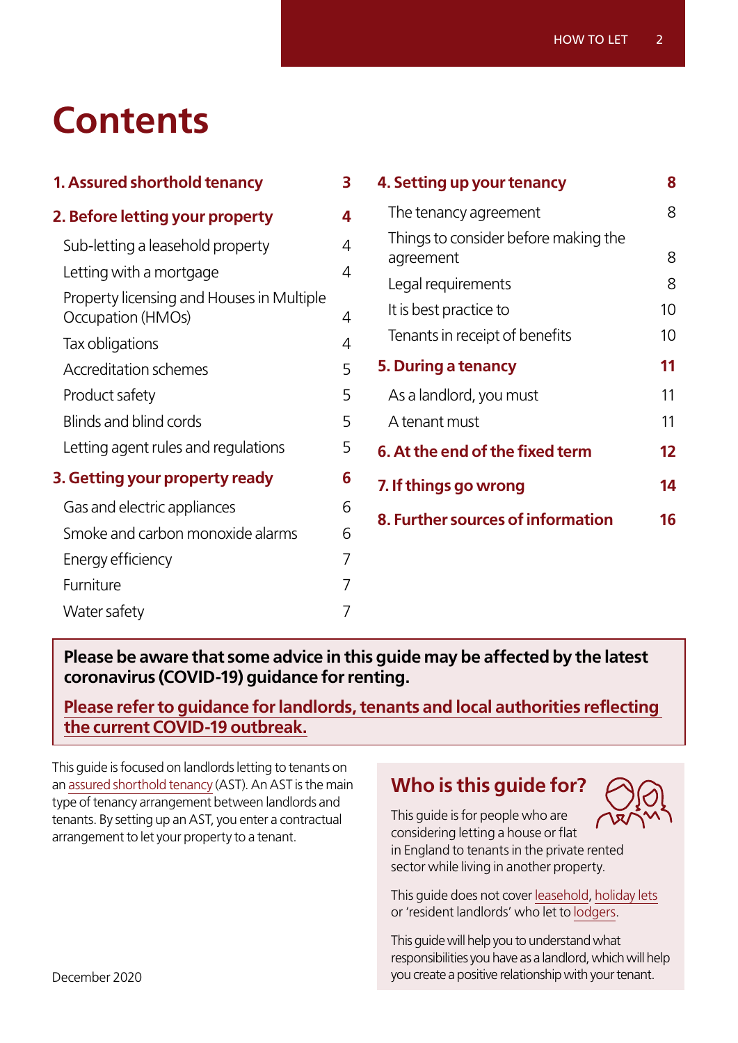# Contents

| | |
|---|---|
| **1. Assured shorthold tenancy** | **3** |
| **2. Before letting your property** | **4** |
| Sub-letting a leasehold property | 4 |
| Letting with a mortgage | 4 |
| Property licensing and Houses in Multiple Occupation (HMOs) | 4 |
| Tax obligations | 4 |
| Accreditation schemes | 5 |
| Product safety | 5 |
| Blinds and blind cords | 5 |
| Letting agent rules and regulations | 5 |
| **3. Getting your property ready** | **6** |
| Gas and electric appliances | 6 |
| Smoke and carbon monoxide alarms | 6 |
| Energy efficiency | 7 |
| Furniture | 7 |
| Water safety | 7 |
| **4. Setting up your tenancy** | **8** |
| The tenancy agreement | 8 |
| Things to consider before making the agreement | 8 |
| Legal requirements | 8 |
| It is best practice to | 10 |
| Tenants in receipt of benefits | 10 |
| **5. During a tenancy** | **11** |
| As a landlord, you must | 11 |
| A tenant must | 11 |
| **6. At the end of the fixed term** | **12** |
| **7. If things go wrong** | **14** |
| **8. Further sources of information** | **16** |

**Please be aware that some advice in this guide may be affected by the latest coronavirus (COVID-19) guidance for renting.**

**Please refer to guidance for landlords, tenants and local authorities reflecting the current COVID-19 outbreak.**

This guide is focused on landlords letting to tenants on an assured shorthold tenancy (AST). An AST is the main type of tenancy arrangement between landlords and tenants. By setting up an AST, you enter a contractual arrangement to let your property to a tenant.

## Who is this guide for?

This guide is for people who are considering letting a house or flat in England to tenants in the private rented sector while living in another property.

This guide does not cover leasehold, holiday lets or 'resident landlords' who let to lodgers.

This guide will help you to understand what responsibilities you have as a landlord, which will help you create a positive relationship with your tenant.

December 2020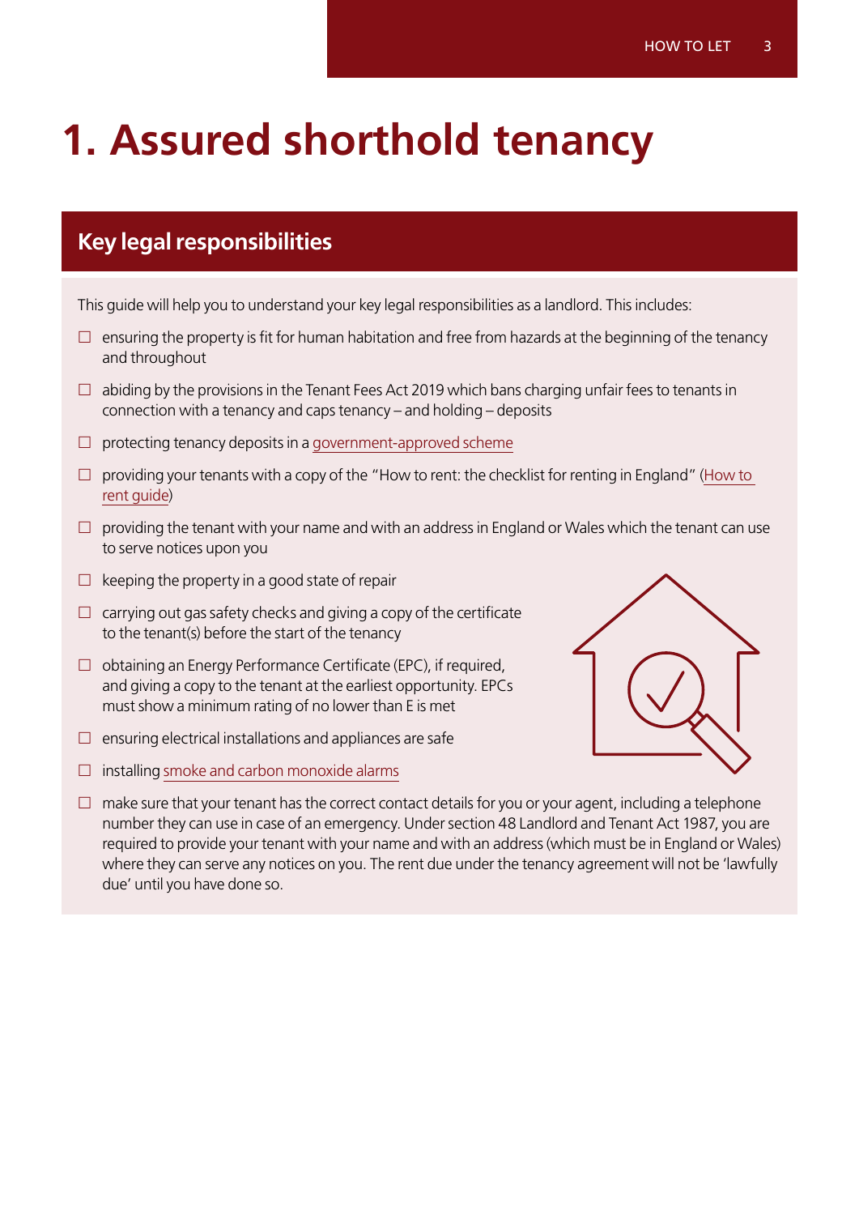# 1. Assured shorthold tenancy

## Key legal responsibilities

This guide will help you to understand your key legal responsibilities as a landlord. This includes:

- ☐ ensuring the property is fit for human habitation and free from hazards at the beginning of the tenancy and throughout
- ☐ abiding by the provisions in the Tenant Fees Act 2019 which bans charging unfair fees to tenants in connection with a tenancy and caps tenancy – and holding – deposits
- ☐ protecting tenancy deposits in a government-approved scheme
- ☐ providing your tenants with a copy of the "How to rent: the checklist for renting in England" (How to rent guide)
- ☐ providing the tenant with your name and with an address in England or Wales which the tenant can use to serve notices upon you
- ☐ keeping the property in a good state of repair
- ☐ carrying out gas safety checks and giving a copy of the certificate to the tenant(s) before the start of the tenancy
- ☐ obtaining an Energy Performance Certificate (EPC), if required, and giving a copy to the tenant at the earliest opportunity. EPCs must show a minimum rating of no lower than E is met
- ☐ ensuring electrical installations and appliances are safe
- ☐ installing smoke and carbon monoxide alarms
- ☐ make sure that your tenant has the correct contact details for you or your agent, including a telephone number they can use in case of an emergency. Under section 48 Landlord and Tenant Act 1987, you are required to provide your tenant with your name and with an address (which must be in England or Wales) where they can serve any notices on you. The rent due under the tenancy agreement will not be 'lawfully due' until you have done so.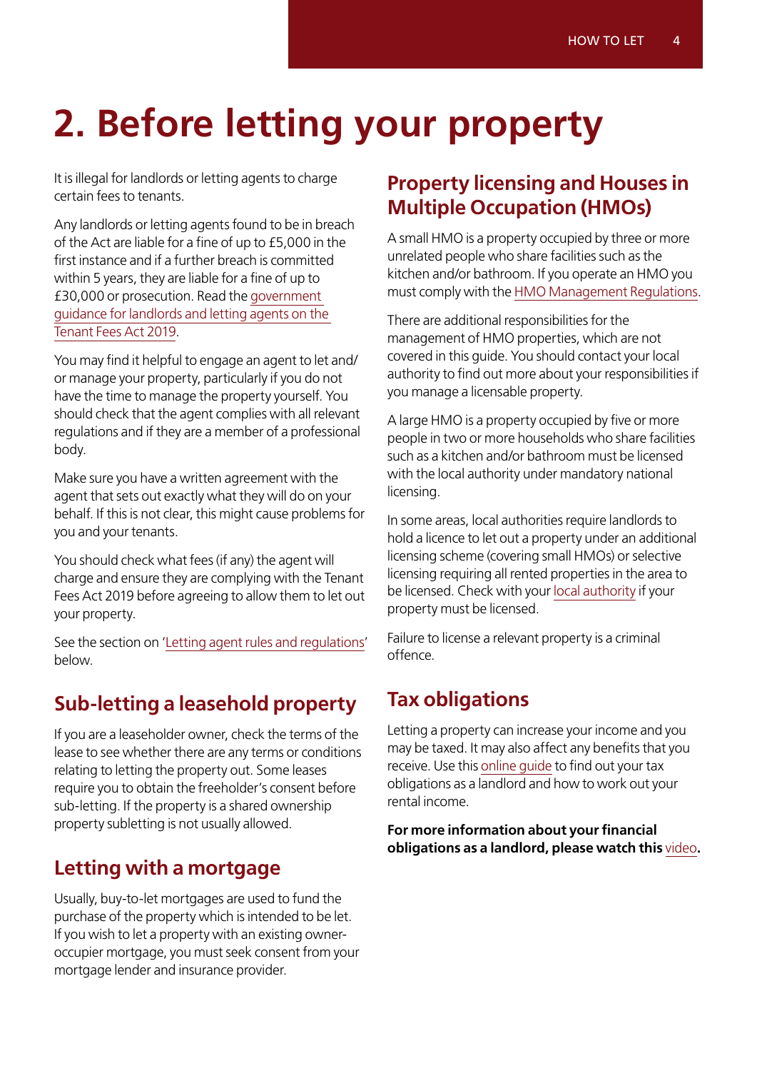# 2. Before letting your property

It is illegal for landlords or letting agents to charge certain fees to tenants.

Any landlords or letting agents found to be in breach of the Act are liable for a fine of up to £5,000 in the first instance and if a further breach is committed within 5 years, they are liable for a fine of up to £30,000 or prosecution. Read the government guidance for landlords and letting agents on the Tenant Fees Act 2019.

You may find it helpful to engage an agent to let and/ or manage your property, particularly if you do not have the time to manage the property yourself. You should check that the agent complies with all relevant regulations and if they are a member of a professional body.

Make sure you have a written agreement with the agent that sets out exactly what they will do on your behalf. If this is not clear, this might cause problems for you and your tenants.

You should check what fees (if any) the agent will charge and ensure they are complying with the Tenant Fees Act 2019 before agreeing to allow them to let out your property.

See the section on 'Letting agent rules and regulations' below.

## Sub-letting a leasehold property

If you are a leaseholder owner, check the terms of the lease to see whether there are any terms or conditions relating to letting the property out. Some leases require you to obtain the freeholder's consent before sub-letting. If the property is a shared ownership property subletting is not usually allowed.

## Letting with a mortgage

Usually, buy-to-let mortgages are used to fund the purchase of the property which is intended to be let. If you wish to let a property with an existing owner-occupier mortgage, you must seek consent from your mortgage lender and insurance provider.

## Property licensing and Houses in Multiple Occupation (HMOs)

A small HMO is a property occupied by three or more unrelated people who share facilities such as the kitchen and/or bathroom. If you operate an HMO you must comply with the HMO Management Regulations.

There are additional responsibilities for the management of HMO properties, which are not covered in this guide. You should contact your local authority to find out more about your responsibilities if you manage a licensable property.

A large HMO is a property occupied by five or more people in two or more households who share facilities such as a kitchen and/or bathroom must be licensed with the local authority under mandatory national licensing.

In some areas, local authorities require landlords to hold a licence to let out a property under an additional licensing scheme (covering small HMOs) or selective licensing requiring all rented properties in the area to be licensed. Check with your local authority if your property must be licensed.

Failure to license a relevant property is a criminal offence.

## Tax obligations

Letting a property can increase your income and you may be taxed. It may also affect any benefits that you receive. Use this online guide to find out your tax obligations as a landlord and how to work out your rental income.

**For more information about your financial obligations as a landlord, please watch this video.**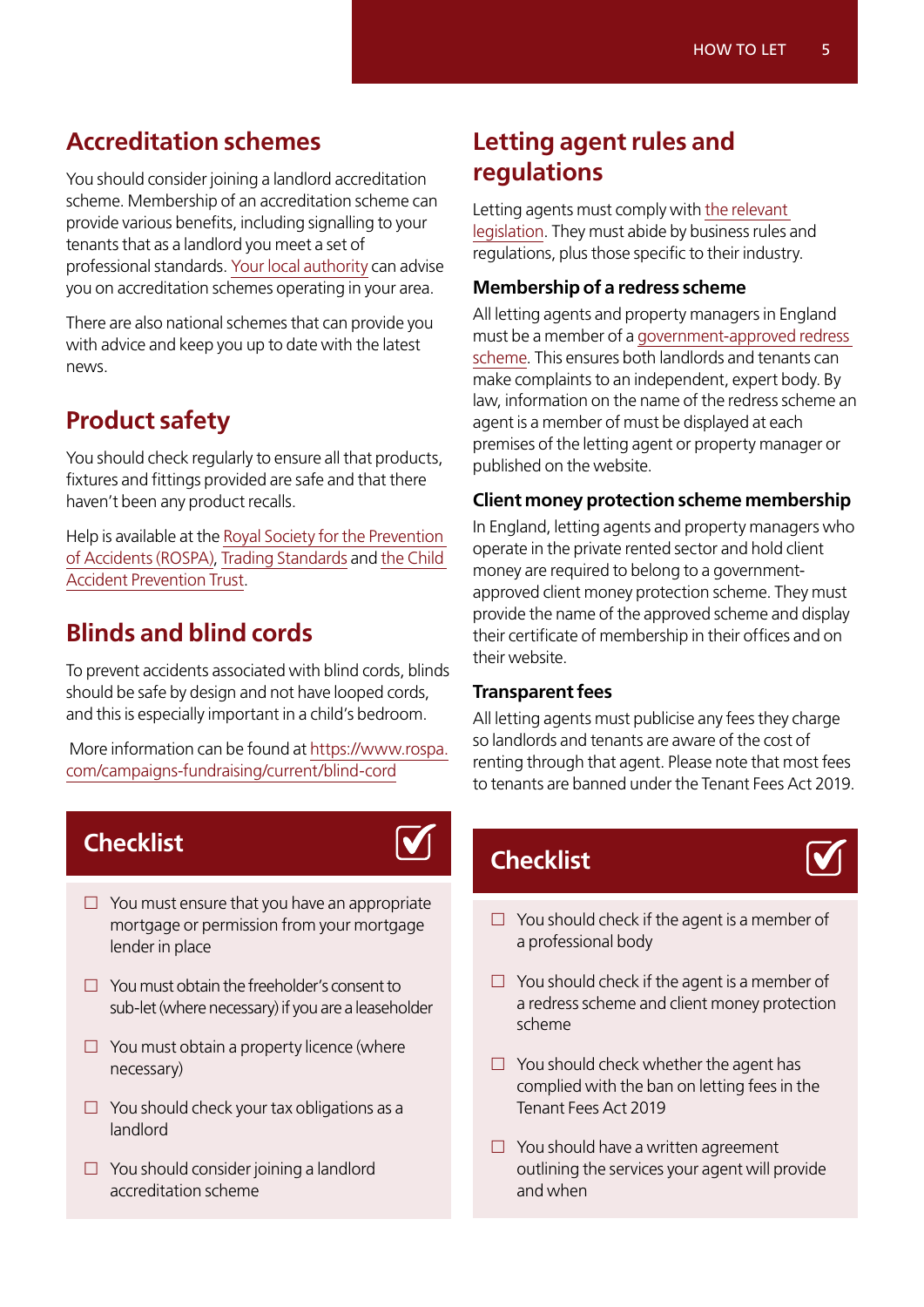## Accreditation schemes

You should consider joining a landlord accreditation scheme. Membership of an accreditation scheme can provide various benefits, including signalling to your tenants that as a landlord you meet a set of professional standards. Your local authority can advise you on accreditation schemes operating in your area.

There are also national schemes that can provide you with advice and keep you up to date with the latest news.

## Product safety

You should check regularly to ensure all that products, fixtures and fittings provided are safe and that there haven't been any product recalls.

Help is available at the Royal Society for the Prevention of Accidents (ROSPA), Trading Standards and the Child Accident Prevention Trust.

## Blinds and blind cords

To prevent accidents associated with blind cords, blinds should be safe by design and not have looped cords, and this is especially important in a child's bedroom.

More information can be found at https://www.rospa.com/campaigns-fundraising/current/blind-cord

### Checklist

- ☐ You must ensure that you have an appropriate mortgage or permission from your mortgage lender in place
- ☐ You must obtain the freeholder's consent to sub-let (where necessary) if you are a leaseholder
- ☐ You must obtain a property licence (where necessary)
- ☐ You should check your tax obligations as a landlord
- ☐ You should consider joining a landlord accreditation scheme

## Letting agent rules and regulations

Letting agents must comply with the relevant legislation. They must abide by business rules and regulations, plus those specific to their industry.

### Membership of a redress scheme

All letting agents and property managers in England must be a member of a government-approved redress scheme. This ensures both landlords and tenants can make complaints to an independent, expert body. By law, information on the name of the redress scheme an agent is a member of must be displayed at each premises of the letting agent or property manager or published on the website.

### Client money protection scheme membership

In England, letting agents and property managers who operate in the private rented sector and hold client money are required to belong to a government-approved client money protection scheme. They must provide the name of the approved scheme and display their certificate of membership in their offices and on their website.

### Transparent fees

All letting agents must publicise any fees they charge so landlords and tenants are aware of the cost of renting through that agent. Please note that most fees to tenants are banned under the Tenant Fees Act 2019.

### Checklist

- ☐ You should check if the agent is a member of a professional body
- ☐ You should check if the agent is a member of a redress scheme and client money protection scheme
- ☐ You should check whether the agent has complied with the ban on letting fees in the Tenant Fees Act 2019
- ☐ You should have a written agreement outlining the services your agent will provide and when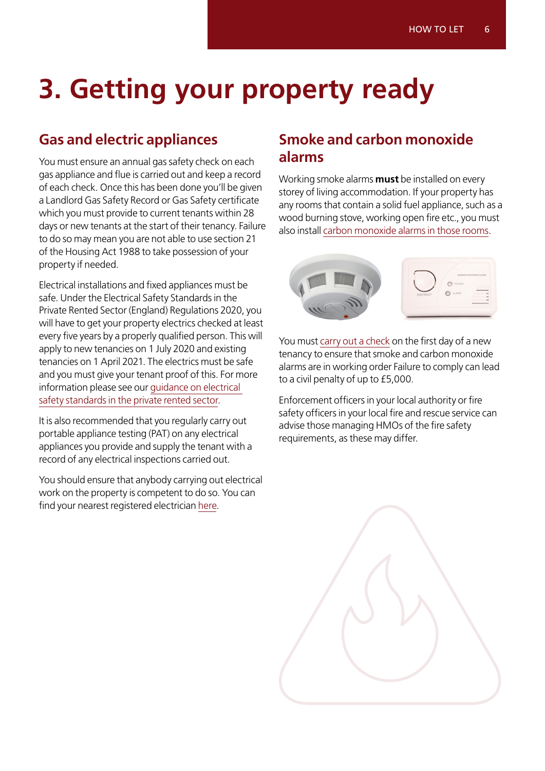# 3. Getting your property ready

## Gas and electric appliances

You must ensure an annual gas safety check on each gas appliance and flue is carried out and keep a record of each check. Once this has been done you'll be given a Landlord Gas Safety Record or Gas Safety certificate which you must provide to current tenants within 28 days or new tenants at the start of their tenancy. Failure to do so may mean you are not able to use section 21 of the Housing Act 1988 to take possession of your property if needed.

Electrical installations and fixed appliances must be safe. Under the Electrical Safety Standards in the Private Rented Sector (England) Regulations 2020, you will have to get your property electrics checked at least every five years by a properly qualified person. This will apply to new tenancies on 1 July 2020 and existing tenancies on 1 April 2021. The electrics must be safe and you must give your tenant proof of this. For more information please see our guidance on electrical safety standards in the private rented sector.

It is also recommended that you regularly carry out portable appliance testing (PAT) on any electrical appliances you provide and supply the tenant with a record of any electrical inspections carried out.

You should ensure that anybody carrying out electrical work on the property is competent to do so. You can find your nearest registered electrician here.

## Smoke and carbon monoxide alarms

Working smoke alarms **must** be installed on every storey of living accommodation. If your property has any rooms that contain a solid fuel appliance, such as a wood burning stove, working open fire etc., you must also install carbon monoxide alarms in those rooms.

You must carry out a check on the first day of a new tenancy to ensure that smoke and carbon monoxide alarms are in working order Failure to comply can lead to a civil penalty of up to £5,000.

Enforcement officers in your local authority or fire safety officers in your local fire and rescue service can advise those managing HMOs of the fire safety requirements, as these may differ.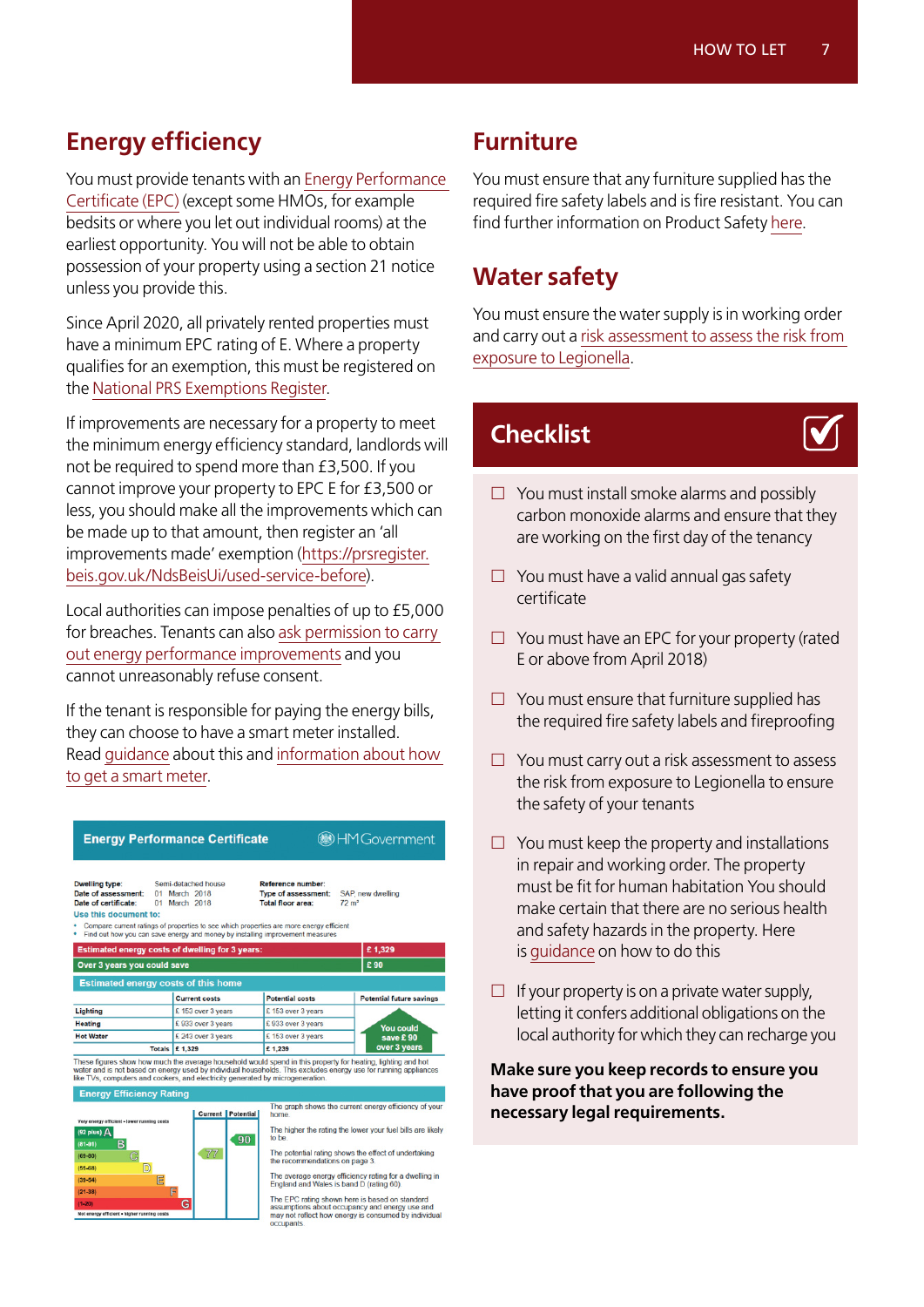## Energy efficiency

You must provide tenants with an Energy Performance Certificate (EPC) (except some HMOs, for example bedsits or where you let out individual rooms) at the earliest opportunity. You will not be able to obtain possession of your property using a section 21 notice unless you provide this.

Since April 2020, all privately rented properties must have a minimum EPC rating of E. Where a property qualifies for an exemption, this must be registered on the National PRS Exemptions Register.

If improvements are necessary for a property to meet the minimum energy efficiency standard, landlords will not be required to spend more than £3,500. If you cannot improve your property to EPC E for £3,500 or less, you should make all the improvements which can be made up to that amount, then register an 'all improvements made' exemption (https://prsregister.beis.gov.uk/NdsBeisUi/used-service-before).

Local authorities can impose penalties of up to £5,000 for breaches. Tenants can also ask permission to carry out energy performance improvements and you cannot unreasonably refuse consent.

If the tenant is responsible for paying the energy bills, they can choose to have a smart meter installed. Read guidance about this and information about how to get a smart meter.

**Energy Performance Certificate** — HM Government

Dwelling type: Semi-detached house
Date of assessment: 01 March 2018
Date of certificate: 01 March 2018
Reference number:
Type of assessment: SAP, new dwelling
Total floor area: 72 m²

Use this document to:
- Compare current ratings of properties to see which properties are more energy efficient
- Find out how you can save energy and money by installing improvement measures

| Estimated energy costs of dwelling for 3 years: | £ 1,329 |
|---|---|
| Over 3 years you could save | £ 90 |

Estimated energy costs of this home

| | Current costs | Potential costs | Potential future savings |
|---|---|---|---|
| Lighting | £ 153 over 3 years | £ 153 over 3 years | You could save £ 90 over 3 years |
| Heating | £ 933 over 3 years | £ 933 over 3 years | |
| Hot Water | £ 243 over 3 years | £ 153 over 3 years | |
| Totals | £ 1,329 | £ 1,239 | |

These figures show how much the average household would spend in this property for heating, lighting and hot water and is not based on energy used by individual households. This excludes energy use for running appliances like TVs, computers and cookers, and electricity generated by microgeneration.

Energy Efficiency Rating

| Rating | Current | Potential |
|---|---|---|
| (92 plus) A | | |
| (81-91) B | | 90 |
| (69-80) C | 77 | |
| (55-68) D | | |
| (39-54) E | | |
| (21-38) F | | |
| (1-20) G | | |

Very energy efficient - lower running costs / Not energy efficient - higher running costs

The graph shows the current energy efficiency of your home.

The higher the rating the lower your fuel bills are likely to be.

The potential rating shows the effect of undertaking the recommendations on page 3.

The average energy efficiency rating for a dwelling in England and Wales is band D (rating 60).

The EPC rating shown here is based on standard assumptions about occupancy and energy use and may not reflect how energy is consumed by individual occupants.

## Furniture

You must ensure that any furniture supplied has the required fire safety labels and is fire resistant. You can find further information on Product Safety here.

## Water safety

You must ensure the water supply is in working order and carry out a risk assessment to assess the risk from exposure to Legionella.

## Checklist

- ☐ You must install smoke alarms and possibly carbon monoxide alarms and ensure that they are working on the first day of the tenancy
- ☐ You must have a valid annual gas safety certificate
- ☐ You must have an EPC for your property (rated E or above from April 2018)
- ☐ You must ensure that furniture supplied has the required fire safety labels and fireproofing
- ☐ You must carry out a risk assessment to assess the risk from exposure to Legionella to ensure the safety of your tenants
- ☐ You must keep the property and installations in repair and working order. The property must be fit for human habitation You should make certain that there are no serious health and safety hazards in the property. Here is guidance on how to do this
- ☐ If your property is on a private water supply, letting it confers additional obligations on the local authority for which they can recharge you

**Make sure you keep records to ensure you have proof that you are following the necessary legal requirements.**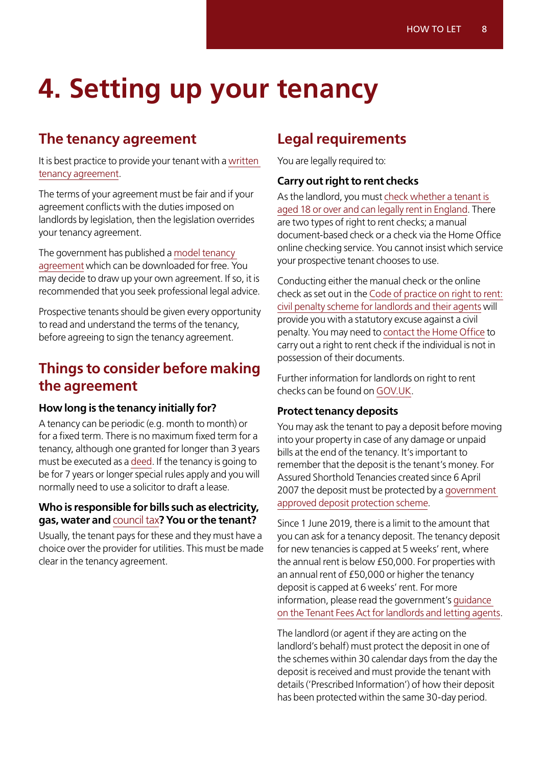# 4. Setting up your tenancy

## The tenancy agreement

It is best practice to provide your tenant with a written tenancy agreement.

The terms of your agreement must be fair and if your agreement conflicts with the duties imposed on landlords by legislation, then the legislation overrides your tenancy agreement.

The government has published a model tenancy agreement which can be downloaded for free. You may decide to draw up your own agreement. If so, it is recommended that you seek professional legal advice.

Prospective tenants should be given every opportunity to read and understand the terms of the tenancy, before agreeing to sign the tenancy agreement.

## Things to consider before making the agreement

### How long is the tenancy initially for?

A tenancy can be periodic (e.g. month to month) or for a fixed term. There is no maximum fixed term for a tenancy, although one granted for longer than 3 years must be executed as a deed. If the tenancy is going to be for 7 years or longer special rules apply and you will normally need to use a solicitor to draft a lease.

### Who is responsible for bills such as electricity, gas, water and council tax? You or the tenant?

Usually, the tenant pays for these and they must have a choice over the provider for utilities. This must be made clear in the tenancy agreement.

## Legal requirements

You are legally required to:

### Carry out right to rent checks

As the landlord, you must check whether a tenant is aged 18 or over and can legally rent in England. There are two types of right to rent checks; a manual document-based check or a check via the Home Office online checking service. You cannot insist which service your prospective tenant chooses to use.

Conducting either the manual check or the online check as set out in the Code of practice on right to rent: civil penalty scheme for landlords and their agents will provide you with a statutory excuse against a civil penalty. You may need to contact the Home Office to carry out a right to rent check if the individual is not in possession of their documents.

Further information for landlords on right to rent checks can be found on GOV.UK.

### Protect tenancy deposits

You may ask the tenant to pay a deposit before moving into your property in case of any damage or unpaid bills at the end of the tenancy. It's important to remember that the deposit is the tenant's money. For Assured Shorthold Tenancies created since 6 April 2007 the deposit must be protected by a government approved deposit protection scheme.

Since 1 June 2019, there is a limit to the amount that you can ask for a tenancy deposit. The tenancy deposit for new tenancies is capped at 5 weeks' rent, where the annual rent is below £50,000. For properties with an annual rent of £50,000 or higher the tenancy deposit is capped at 6 weeks' rent. For more information, please read the government's guidance on the Tenant Fees Act for landlords and letting agents.

The landlord (or agent if they are acting on the landlord's behalf) must protect the deposit in one of the schemes within 30 calendar days from the day the deposit is received and must provide the tenant with details ('Prescribed Information') of how their deposit has been protected within the same 30-day period.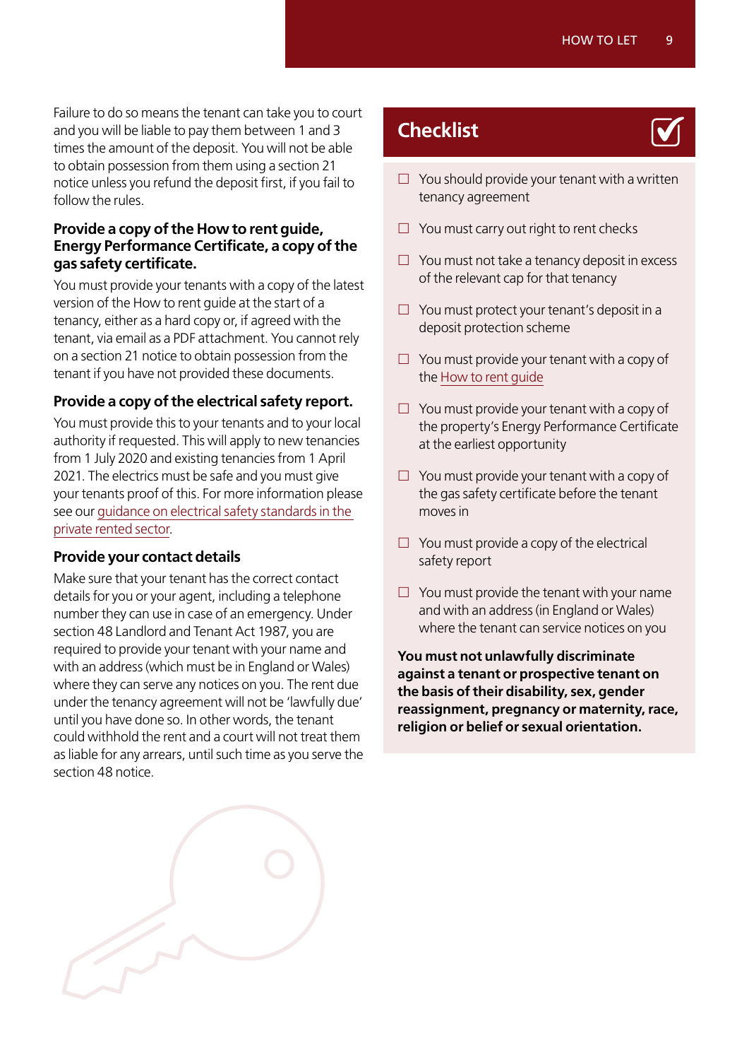Failure to do so means the tenant can take you to court and you will be liable to pay them between 1 and 3 times the amount of the deposit. You will not be able to obtain possession from them using a section 21 notice unless you refund the deposit first, if you fail to follow the rules.

### Provide a copy of the How to rent guide, Energy Performance Certificate, a copy of the gas safety certificate.

You must provide your tenants with a copy of the latest version of the How to rent guide at the start of a tenancy, either as a hard copy or, if agreed with the tenant, via email as a PDF attachment. You cannot rely on a section 21 notice to obtain possession from the tenant if you have not provided these documents.

### Provide a copy of the electrical safety report.

You must provide this to your tenants and to your local authority if requested. This will apply to new tenancies from 1 July 2020 and existing tenancies from 1 April 2021. The electrics must be safe and you must give your tenants proof of this. For more information please see our guidance on electrical safety standards in the private rented sector.

### Provide your contact details

Make sure that your tenant has the correct contact details for you or your agent, including a telephone number they can use in case of an emergency. Under section 48 Landlord and Tenant Act 1987, you are required to provide your tenant with your name and with an address (which must be in England or Wales) where they can serve any notices on you. The rent due under the tenancy agreement will not be 'lawfully due' until you have done so. In other words, the tenant could withhold the rent and a court will not treat them as liable for any arrears, until such time as you serve the section 48 notice.

## Checklist

- [ ] You should provide your tenant with a written tenancy agreement
- [ ] You must carry out right to rent checks
- [ ] You must not take a tenancy deposit in excess of the relevant cap for that tenancy
- [ ] You must protect your tenant's deposit in a deposit protection scheme
- [ ] You must provide your tenant with a copy of the How to rent guide
- [ ] You must provide your tenant with a copy of the property's Energy Performance Certificate at the earliest opportunity
- [ ] You must provide your tenant with a copy of the gas safety certificate before the tenant moves in
- [ ] You must provide a copy of the electrical safety report
- [ ] You must provide the tenant with your name and with an address (in England or Wales) where the tenant can service notices on you

**You must not unlawfully discriminate against a tenant or prospective tenant on the basis of their disability, sex, gender reassignment, pregnancy or maternity, race, religion or belief or sexual orientation.**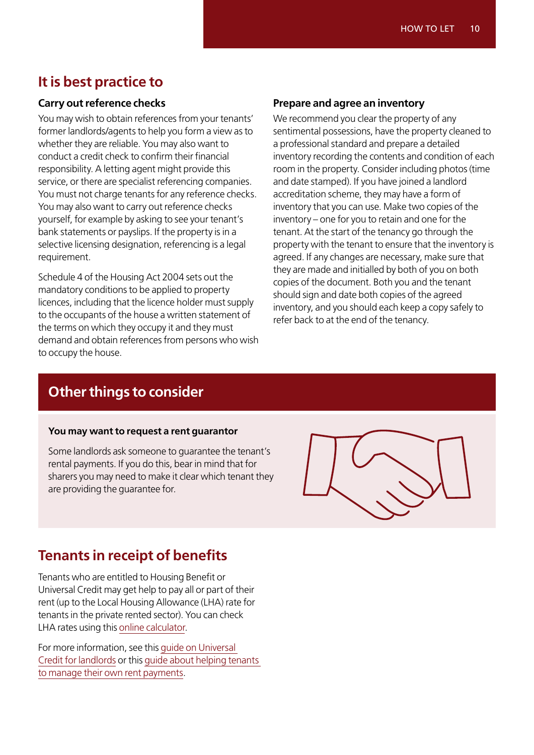## It is best practice to

### Carry out reference checks

You may wish to obtain references from your tenants' former landlords/agents to help you form a view as to whether they are reliable. You may also want to conduct a credit check to confirm their financial responsibility. A letting agent might provide this service, or there are specialist referencing companies. You must not charge tenants for any reference checks. You may also want to carry out reference checks yourself, for example by asking to see your tenant's bank statements or payslips. If the property is in a selective licensing designation, referencing is a legal requirement.

Schedule 4 of the Housing Act 2004 sets out the mandatory conditions to be applied to property licences, including that the licence holder must supply to the occupants of the house a written statement of the terms on which they occupy it and they must demand and obtain references from persons who wish to occupy the house.

### Prepare and agree an inventory

We recommend you clear the property of any sentimental possessions, have the property cleaned to a professional standard and prepare a detailed inventory recording the contents and condition of each room in the property. Consider including photos (time and date stamped). If you have joined a landlord accreditation scheme, they may have a form of inventory that you can use. Make two copies of the inventory – one for you to retain and one for the tenant. At the start of the tenancy go through the property with the tenant to ensure that the inventory is agreed. If any changes are necessary, make sure that they are made and initialled by both of you on both copies of the document. Both you and the tenant should sign and date both copies of the agreed inventory, and you should each keep a copy safely to refer back to at the end of the tenancy.

## Other things to consider

**You may want to request a rent guarantor**

Some landlords ask someone to guarantee the tenant's rental payments. If you do this, bear in mind that for sharers you may need to make it clear which tenant they are providing the guarantee for.

## Tenants in receipt of benefits

Tenants who are entitled to Housing Benefit or Universal Credit may get help to pay all or part of their rent (up to the Local Housing Allowance (LHA) rate for tenants in the private rented sector). You can check LHA rates using this online calculator.

For more information, see this guide on Universal Credit for landlords or this guide about helping tenants to manage their own rent payments.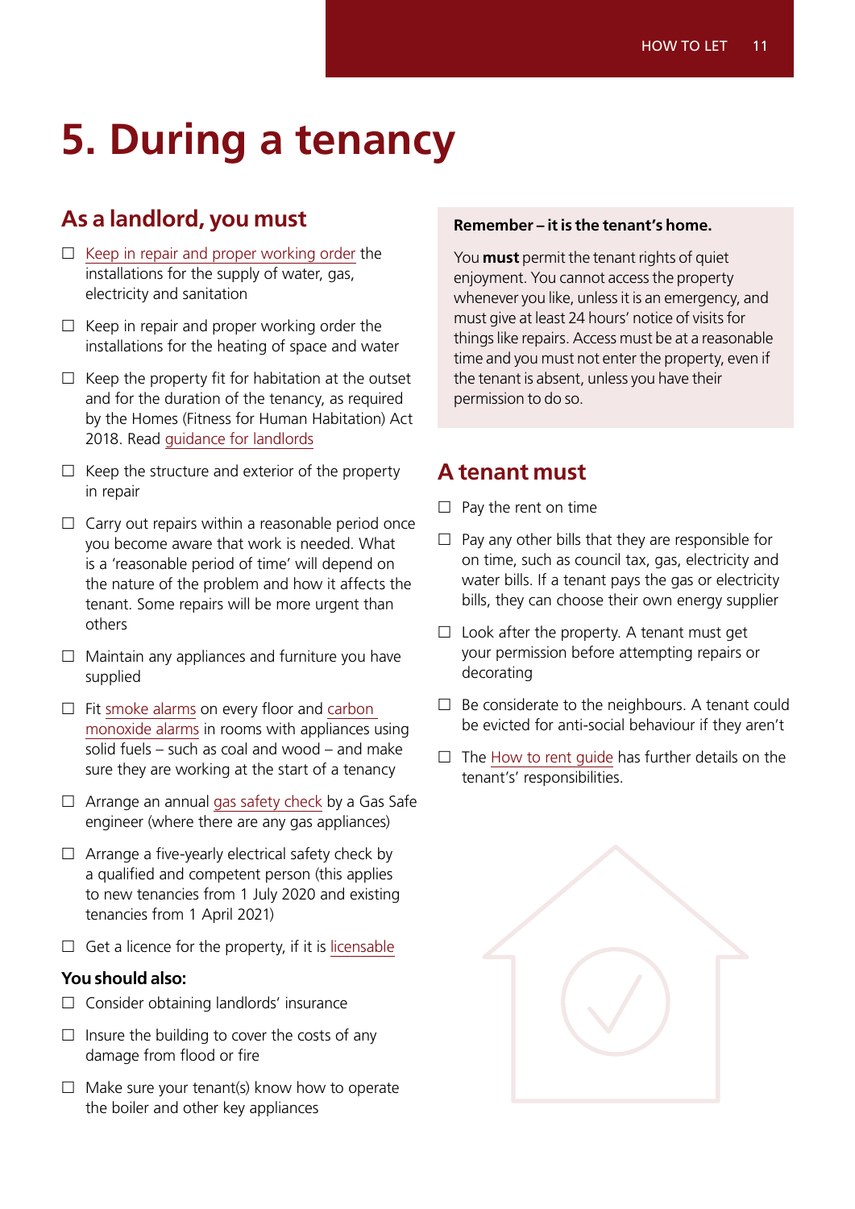# 5. During a tenancy

## As a landlord, you must

- ☐ Keep in repair and proper working order the installations for the supply of water, gas, electricity and sanitation
- ☐ Keep in repair and proper working order the installations for the heating of space and water
- ☐ Keep the property fit for habitation at the outset and for the duration of the tenancy, as required by the Homes (Fitness for Human Habitation) Act 2018. Read guidance for landlords
- ☐ Keep the structure and exterior of the property in repair
- ☐ Carry out repairs within a reasonable period once you become aware that work is needed. What is a 'reasonable period of time' will depend on the nature of the problem and how it affects the tenant. Some repairs will be more urgent than others
- ☐ Maintain any appliances and furniture you have supplied
- ☐ Fit smoke alarms on every floor and carbon monoxide alarms in rooms with appliances using solid fuels – such as coal and wood – and make sure they are working at the start of a tenancy
- ☐ Arrange an annual gas safety check by a Gas Safe engineer (where there are any gas appliances)
- ☐ Arrange a five-yearly electrical safety check by a qualified and competent person (this applies to new tenancies from 1 July 2020 and existing tenancies from 1 April 2021)
- ☐ Get a licence for the property, if it is licensable

**You should also:**

- ☐ Consider obtaining landlords' insurance
- ☐ Insure the building to cover the costs of any damage from flood or fire
- ☐ Make sure your tenant(s) know how to operate the boiler and other key appliances

**Remember – it is the tenant's home.**

You **must** permit the tenant rights of quiet enjoyment. You cannot access the property whenever you like, unless it is an emergency, and must give at least 24 hours' notice of visits for things like repairs. Access must be at a reasonable time and you must not enter the property, even if the tenant is absent, unless you have their permission to do so.

## A tenant must

- ☐ Pay the rent on time
- ☐ Pay any other bills that they are responsible for on time, such as council tax, gas, electricity and water bills. If a tenant pays the gas or electricity bills, they can choose their own energy supplier
- ☐ Look after the property. A tenant must get your permission before attempting repairs or decorating
- ☐ Be considerate to the neighbours. A tenant could be evicted for anti-social behaviour if they aren't
- ☐ The How to rent guide has further details on the tenant's' responsibilities.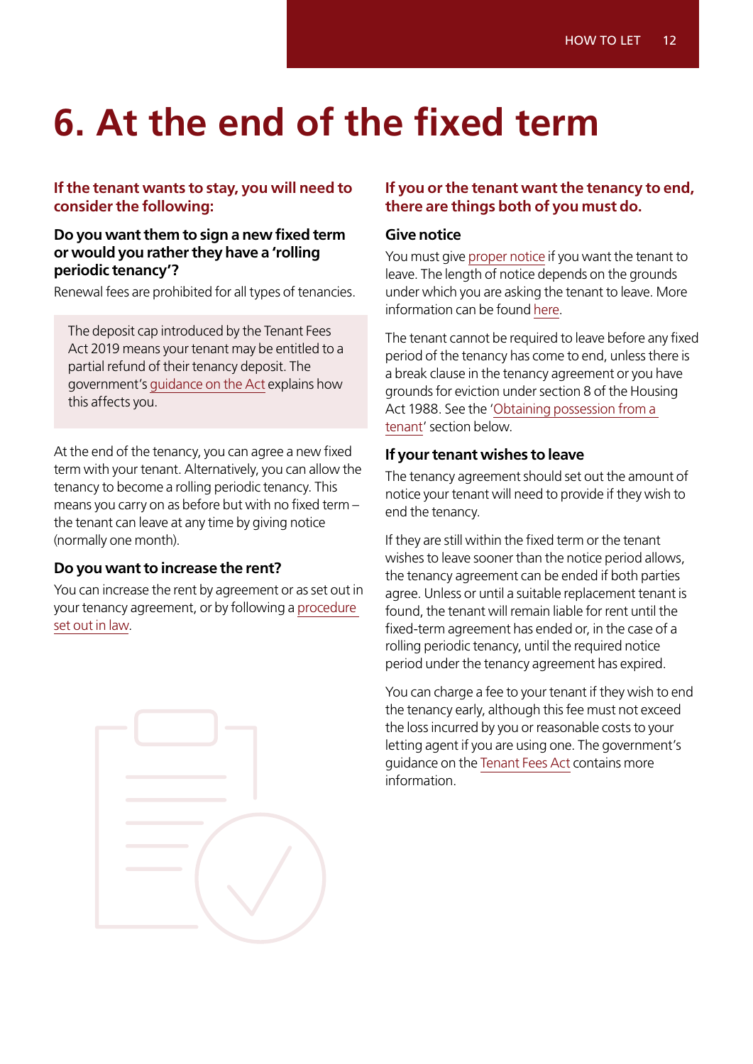# 6. At the end of the fixed term

**If the tenant wants to stay, you will need to consider the following:**

### Do you want them to sign a new fixed term or would you rather they have a 'rolling periodic tenancy'?

Renewal fees are prohibited for all types of tenancies.

> The deposit cap introduced by the Tenant Fees Act 2019 means your tenant may be entitled to a partial refund of their tenancy deposit. The government's guidance on the Act explains how this affects you.

At the end of the tenancy, you can agree a new fixed term with your tenant. Alternatively, you can allow the tenancy to become a rolling periodic tenancy. This means you carry on as before but with no fixed term – the tenant can leave at any time by giving notice (normally one month).

### Do you want to increase the rent?

You can increase the rent by agreement or as set out in your tenancy agreement, or by following a procedure set out in law.

**If you or the tenant want the tenancy to end, there are things both of you must do.**

### Give notice

You must give proper notice if you want the tenant to leave. The length of notice depends on the grounds under which you are asking the tenant to leave. More information can be found here.

The tenant cannot be required to leave before any fixed period of the tenancy has come to end, unless there is a break clause in the tenancy agreement or you have grounds for eviction under section 8 of the Housing Act 1988. See the 'Obtaining possession from a tenant' section below.

### If your tenant wishes to leave

The tenancy agreement should set out the amount of notice your tenant will need to provide if they wish to end the tenancy.

If they are still within the fixed term or the tenant wishes to leave sooner than the notice period allows, the tenancy agreement can be ended if both parties agree. Unless or until a suitable replacement tenant is found, the tenant will remain liable for rent until the fixed-term agreement has ended or, in the case of a rolling periodic tenancy, until the required notice period under the tenancy agreement has expired.

You can charge a fee to your tenant if they wish to end the tenancy early, although this fee must not exceed the loss incurred by you or reasonable costs to your letting agent if you are using one. The government's guidance on the Tenant Fees Act contains more information.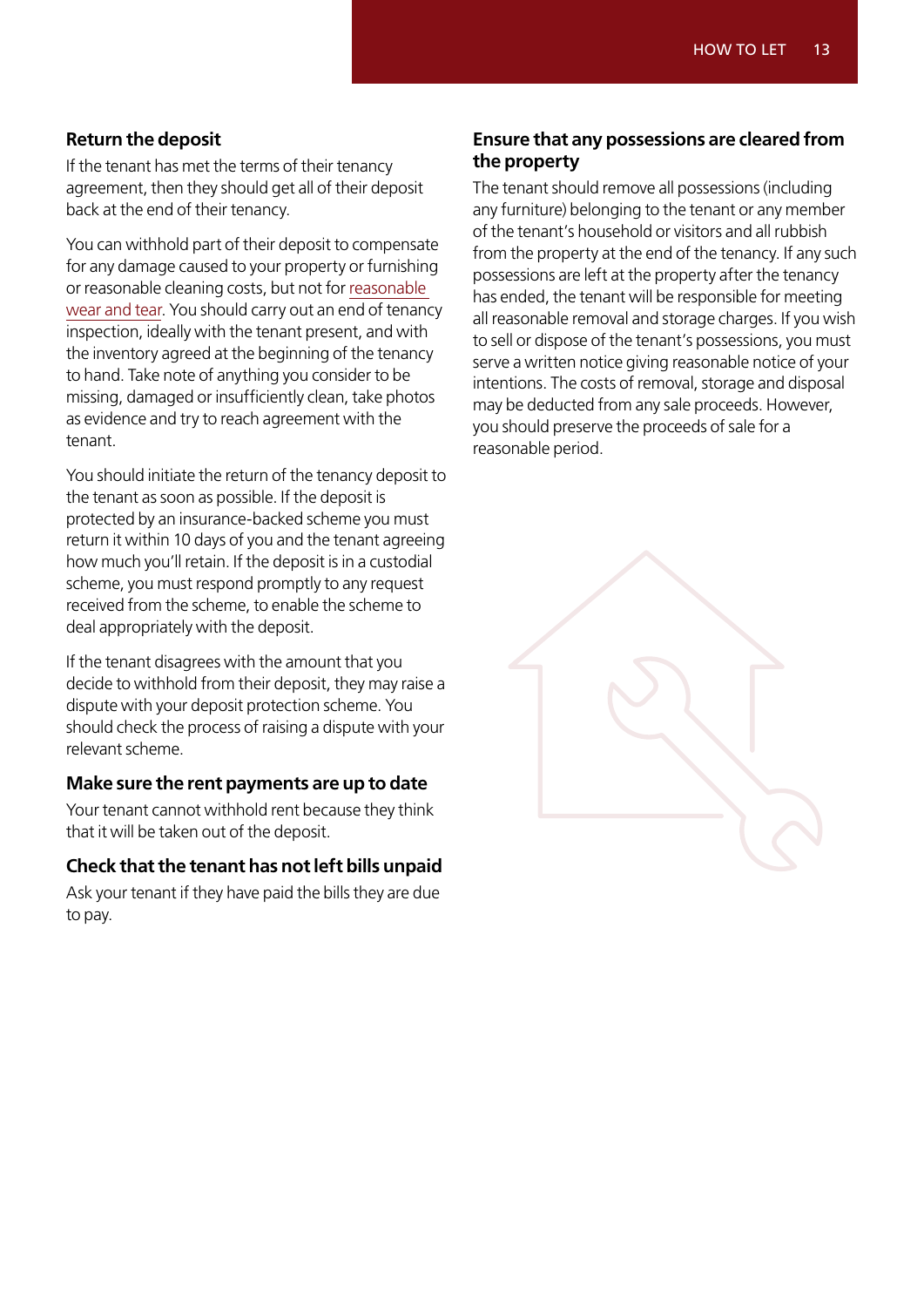### Return the deposit

If the tenant has met the terms of their tenancy agreement, then they should get all of their deposit back at the end of their tenancy.

You can withhold part of their deposit to compensate for any damage caused to your property or furnishing or reasonable cleaning costs, but not for reasonable wear and tear. You should carry out an end of tenancy inspection, ideally with the tenant present, and with the inventory agreed at the beginning of the tenancy to hand. Take note of anything you consider to be missing, damaged or insufficiently clean, take photos as evidence and try to reach agreement with the tenant.

You should initiate the return of the tenancy deposit to the tenant as soon as possible. If the deposit is protected by an insurance-backed scheme you must return it within 10 days of you and the tenant agreeing how much you'll retain. If the deposit is in a custodial scheme, you must respond promptly to any request received from the scheme, to enable the scheme to deal appropriately with the deposit.

If the tenant disagrees with the amount that you decide to withhold from their deposit, they may raise a dispute with your deposit protection scheme. You should check the process of raising a dispute with your relevant scheme.

### Make sure the rent payments are up to date

Your tenant cannot withhold rent because they think that it will be taken out of the deposit.

### Check that the tenant has not left bills unpaid

Ask your tenant if they have paid the bills they are due to pay.

### Ensure that any possessions are cleared from the property

The tenant should remove all possessions (including any furniture) belonging to the tenant or any member of the tenant's household or visitors and all rubbish from the property at the end of the tenancy. If any such possessions are left at the property after the tenancy has ended, the tenant will be responsible for meeting all reasonable removal and storage charges. If you wish to sell or dispose of the tenant's possessions, you must serve a written notice giving reasonable notice of your intentions. The costs of removal, storage and disposal may be deducted from any sale proceeds. However, you should preserve the proceeds of sale for a reasonable period.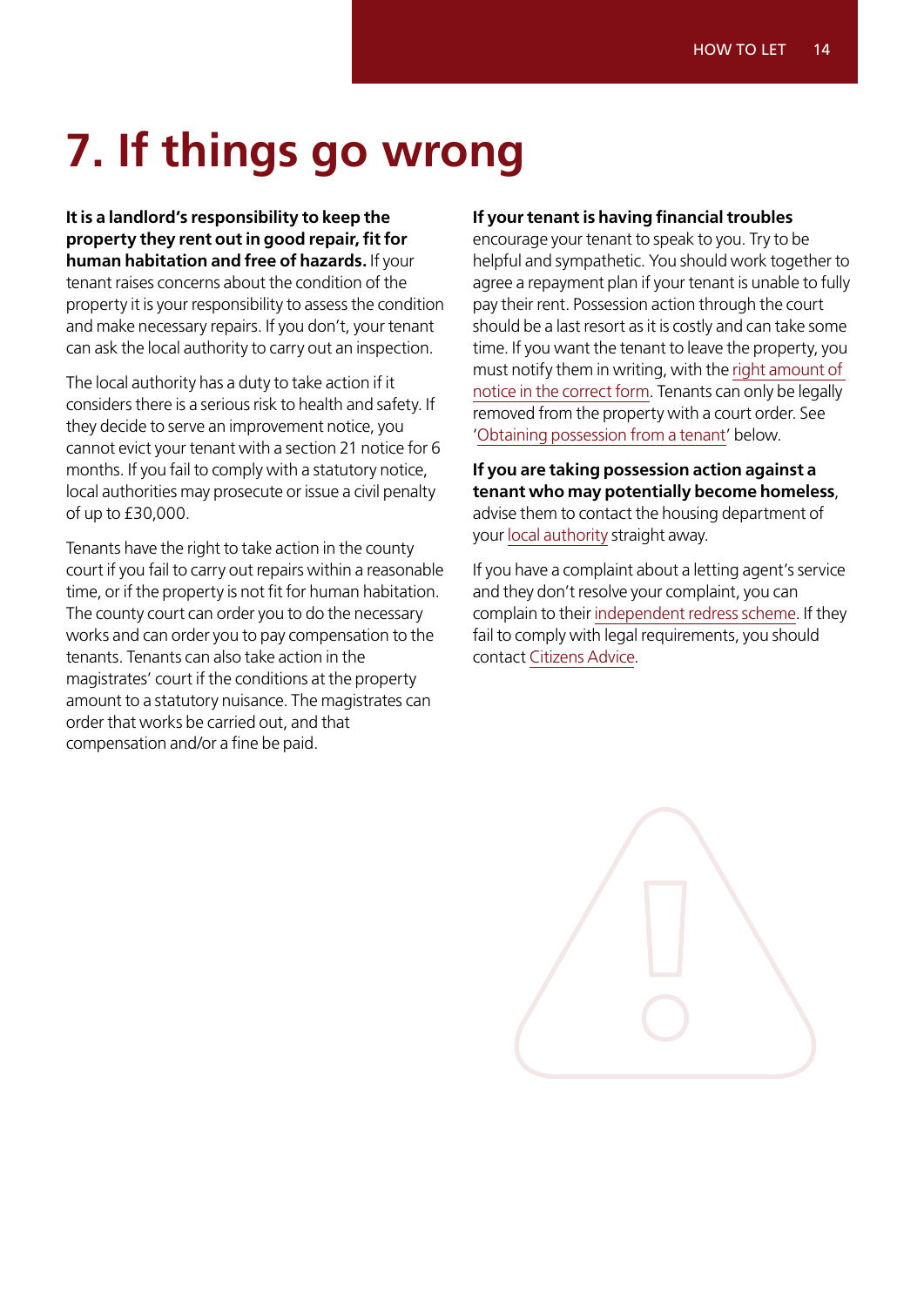# 7. If things go wrong

**It is a landlord's responsibility to keep the property they rent out in good repair, fit for human habitation and free of hazards.** If your tenant raises concerns about the condition of the property it is your responsibility to assess the condition and make necessary repairs. If you don't, your tenant can ask the local authority to carry out an inspection.

The local authority has a duty to take action if it considers there is a serious risk to health and safety. If they decide to serve an improvement notice, you cannot evict your tenant with a section 21 notice for 6 months. If you fail to comply with a statutory notice, local authorities may prosecute or issue a civil penalty of up to £30,000.

Tenants have the right to take action in the county court if you fail to carry out repairs within a reasonable time, or if the property is not fit for human habitation. The county court can order you to do the necessary works and can order you to pay compensation to the tenants. Tenants can also take action in the magistrates' court if the conditions at the property amount to a statutory nuisance. The magistrates can order that works be carried out, and that compensation and/or a fine be paid.

**If your tenant is having financial troubles** encourage your tenant to speak to you. Try to be helpful and sympathetic. You should work together to agree a repayment plan if your tenant is unable to fully pay their rent. Possession action through the court should be a last resort as it is costly and can take some time. If you want the tenant to leave the property, you must notify them in writing, with the right amount of notice in the correct form. Tenants can only be legally removed from the property with a court order. See 'Obtaining possession from a tenant' below.

**If you are taking possession action against a tenant who may potentially become homeless**, advise them to contact the housing department of your local authority straight away.

If you have a complaint about a letting agent's service and they don't resolve your complaint, you can complain to their independent redress scheme. If they fail to comply with legal requirements, you should contact Citizens Advice.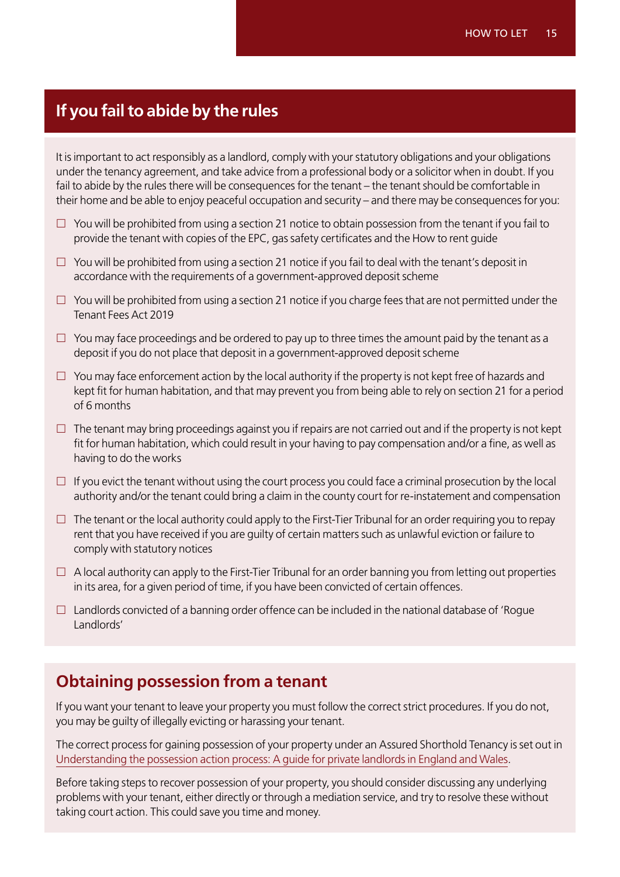## If you fail to abide by the rules

It is important to act responsibly as a landlord, comply with your statutory obligations and your obligations under the tenancy agreement, and take advice from a professional body or a solicitor when in doubt. If you fail to abide by the rules there will be consequences for the tenant – the tenant should be comfortable in their home and be able to enjoy peaceful occupation and security – and there may be consequences for you:

- ☐ You will be prohibited from using a section 21 notice to obtain possession from the tenant if you fail to provide the tenant with copies of the EPC, gas safety certificates and the How to rent guide
- ☐ You will be prohibited from using a section 21 notice if you fail to deal with the tenant's deposit in accordance with the requirements of a government-approved deposit scheme
- ☐ You will be prohibited from using a section 21 notice if you charge fees that are not permitted under the Tenant Fees Act 2019
- ☐ You may face proceedings and be ordered to pay up to three times the amount paid by the tenant as a deposit if you do not place that deposit in a government-approved deposit scheme
- ☐ You may face enforcement action by the local authority if the property is not kept free of hazards and kept fit for human habitation, and that may prevent you from being able to rely on section 21 for a period of 6 months
- ☐ The tenant may bring proceedings against you if repairs are not carried out and if the property is not kept fit for human habitation, which could result in your having to pay compensation and/or a fine, as well as having to do the works
- ☐ If you evict the tenant without using the court process you could face a criminal prosecution by the local authority and/or the tenant could bring a claim in the county court for re-instatement and compensation
- ☐ The tenant or the local authority could apply to the First-Tier Tribunal for an order requiring you to repay rent that you have received if you are guilty of certain matters such as unlawful eviction or failure to comply with statutory notices
- ☐ A local authority can apply to the First-Tier Tribunal for an order banning you from letting out properties in its area, for a given period of time, if you have been convicted of certain offences.
- ☐ Landlords convicted of a banning order offence can be included in the national database of 'Rogue Landlords'

## Obtaining possession from a tenant

If you want your tenant to leave your property you must follow the correct strict procedures. If you do not, you may be guilty of illegally evicting or harassing your tenant.

The correct process for gaining possession of your property under an Assured Shorthold Tenancy is set out in Understanding the possession action process: A guide for private landlords in England and Wales.

Before taking steps to recover possession of your property, you should consider discussing any underlying problems with your tenant, either directly or through a mediation service, and try to resolve these without taking court action. This could save you time and money.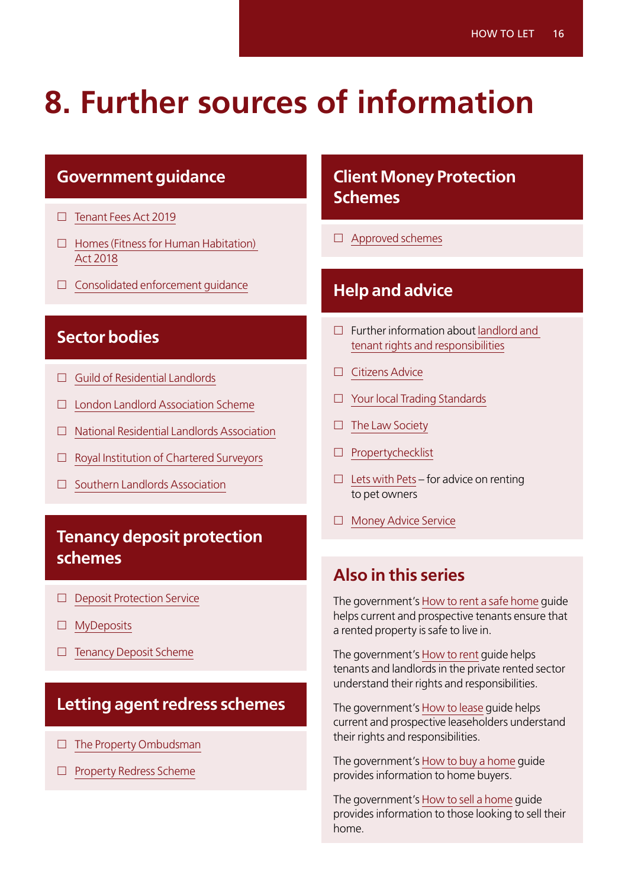# 8. Further sources of information

## Government guidance

- ☐ Tenant Fees Act 2019
- ☐ Homes (Fitness for Human Habitation) Act 2018
- ☐ Consolidated enforcement guidance

## Sector bodies

- ☐ Guild of Residential Landlords
- ☐ London Landlord Association Scheme
- ☐ National Residential Landlords Association
- ☐ Royal Institution of Chartered Surveyors
- ☐ Southern Landlords Association

## Tenancy deposit protection schemes

- ☐ Deposit Protection Service
- ☐ MyDeposits
- ☐ Tenancy Deposit Scheme

## Letting agent redress schemes

- ☐ The Property Ombudsman
- ☐ Property Redress Scheme

## Client Money Protection Schemes

- ☐ Approved schemes

## Help and advice

- ☐ Further information about landlord and tenant rights and responsibilities
- ☐ Citizens Advice
- ☐ Your local Trading Standards
- ☐ The Law Society
- ☐ Propertychecklist
- ☐ Lets with Pets – for advice on renting to pet owners
- ☐ Money Advice Service

## Also in this series

The government's How to rent a safe home guide helps current and prospective tenants ensure that a rented property is safe to live in.

The government's How to rent guide helps tenants and landlords in the private rented sector understand their rights and responsibilities.

The government's How to lease guide helps current and prospective leaseholders understand their rights and responsibilities.

The government's How to buy a home guide provides information to home buyers.

The government's How to sell a home guide provides information to those looking to sell their home.